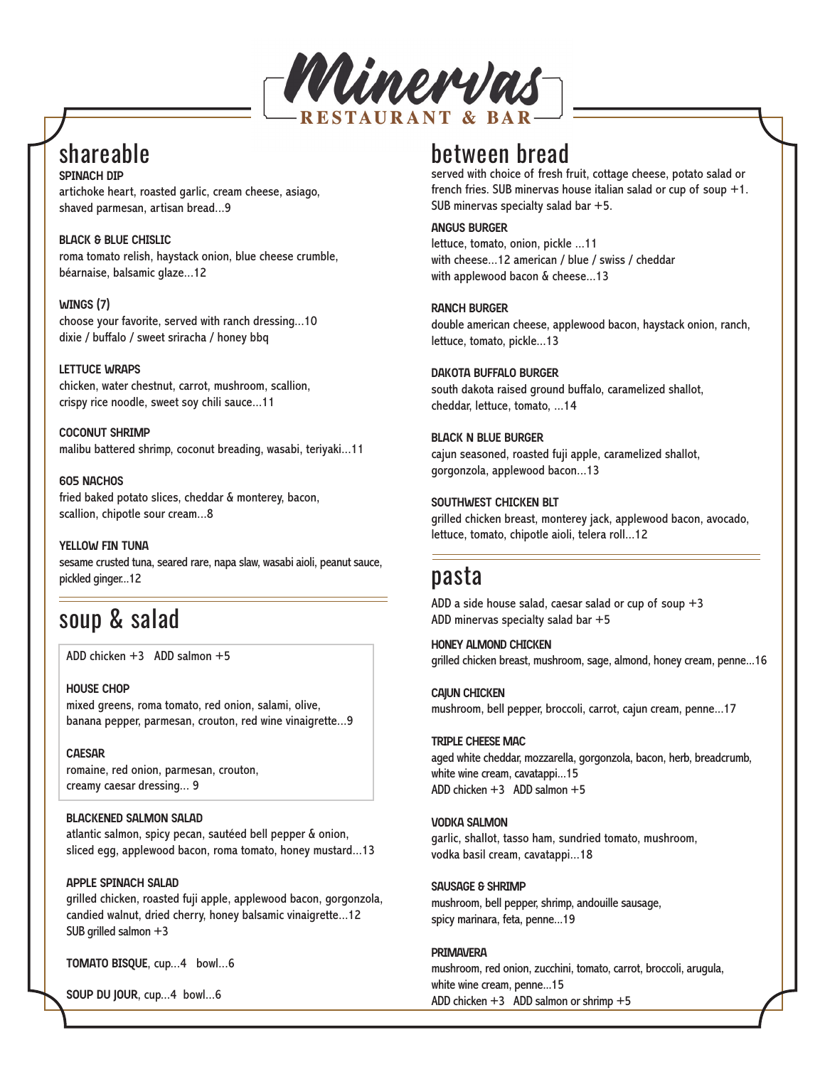# Minervas

RESTAURANT & BAR

## shareable

**SPINACH DIP**
artichoke heart, roasted garlic, cream cheese, asiago, shaved parmesan, artisan bread...9

**BLACK & BLUE CHISLIC**
roma tomato relish, haystack onion, blue cheese crumble, béarnaise, balsamic glaze...12

**WINGS (7)**
choose your favorite, served with ranch dressing...10
dixie / buffalo / sweet sriracha / honey bbq

**LETTUCE WRAPS**
chicken, water chestnut, carrot, mushroom, scallion, crispy rice noodle, sweet soy chili sauce...11

**COCONUT SHRIMP**
malibu battered shrimp, coconut breading, wasabi, teriyaki...11

**605 NACHOS**
fried baked potato slices, cheddar & monterey, bacon, scallion, chipotle sour cream...8

**YELLOW FIN TUNA**
sesame crusted tuna, seared rare, napa slaw, wasabi aioli, peanut sauce, pickled ginger...12

## soup & salad

ADD chicken +3 ADD salmon +5

**HOUSE CHOP**
mixed greens, roma tomato, red onion, salami, olive, banana pepper, parmesan, crouton, red wine vinaigrette...9

**CAESAR**
romaine, red onion, parmesan, crouton, creamy caesar dressing... 9

**BLACKENED SALMON SALAD**
atlantic salmon, spicy pecan, sautéed bell pepper & onion, sliced egg, applewood bacon, roma tomato, honey mustard...13

**APPLE SPINACH SALAD**
grilled chicken, roasted fuji apple, applewood bacon, gorgonzola, candied walnut, dried cherry, honey balsamic vinaigrette...12
SUB grilled salmon +3

**TOMATO BISQUE**, cup...4 bowl...6

**SOUP DU JOUR**, cup...4 bowl...6

## between bread

served with choice of fresh fruit, cottage cheese, potato salad or french fries. SUB minervas house italian salad or cup of soup +1. SUB minervas specialty salad bar +5.

**ANGUS BURGER**
lettuce, tomato, onion, pickle ...11
with cheese...12 american / blue / swiss / cheddar
with applewood bacon & cheese...13

**RANCH BURGER**
double american cheese, applewood bacon, haystack onion, ranch, lettuce, tomato, pickle...13

**DAKOTA BUFFALO BURGER**
south dakota raised ground buffalo, caramelized shallot, cheddar, lettuce, tomato, ...14

**BLACK N BLUE BURGER**
cajun seasoned, roasted fuji apple, caramelized shallot, gorgonzola, applewood bacon...13

**SOUTHWEST CHICKEN BLT**
grilled chicken breast, monterey jack, applewood bacon, avocado, lettuce, tomato, chipotle aioli, telera roll...12

## pasta

ADD a side house salad, caesar salad or cup of soup +3
ADD minervas specialty salad bar +5

**HONEY ALMOND CHICKEN**
grilled chicken breast, mushroom, sage, almond, honey cream, penne...16

**CAJUN CHICKEN**
mushroom, bell pepper, broccoli, carrot, cajun cream, penne...17

**TRIPLE CHEESE MAC**
aged white cheddar, mozzarella, gorgonzola, bacon, herb, breadcrumb, white wine cream, cavatappi...15
ADD chicken +3 ADD salmon +5

**VODKA SALMON**
garlic, shallot, tasso ham, sundried tomato, mushroom, vodka basil cream, cavatappi...18

**SAUSAGE & SHRIMP**
mushroom, bell pepper, shrimp, andouille sausage, spicy marinara, feta, penne...19

**PRIMAVERA**
mushroom, red onion, zucchini, tomato, carrot, broccoli, arugula, white wine cream, penne...15
ADD chicken +3 ADD salmon or shrimp +5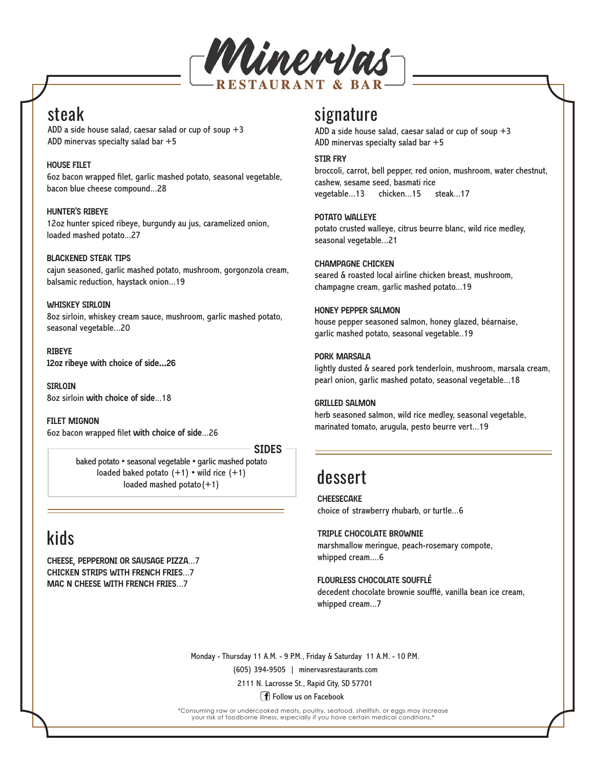# Minervas

RESTAURANT & BAR

## steak

ADD a side house salad, caesar salad or cup of soup +3
ADD minervas specialty salad bar +5

**HOUSE FILET**
6oz bacon wrapped filet, garlic mashed potato, seasonal vegetable, bacon blue cheese compound...28

**HUNTER'S RIBEYE**
12oz hunter spiced ribeye, burgundy au jus, caramelized onion, loaded mashed potato...27

**BLACKENED STEAK TIPS**
cajun seasoned, garlic mashed potato, mushroom, gorgonzola cream, balsamic reduction, haystack onion...19

**WHISKEY SIRLOIN**
8oz sirloin, whiskey cream sauce, mushroom, garlic mashed potato, seasonal vegetable...20

**RIBEYE**
**12oz ribeye with choice of side...26**

**SIRLOIN**
8oz sirloin **with choice of side**...18

**FILET MIGNON**
6oz bacon wrapped filet **with choice of side**...26

**SIDES**

baked potato • seasonal vegetable • garlic mashed potato
loaded baked potato (+1) • wild rice (+1)
loaded mashed potato(+1)

## kids

**CHEESE, PEPPERONI OR SAUSAGE PIZZA**...7
**CHICKEN STRIPS WITH FRENCH FRIES**...7
**MAC N CHEESE WITH FRENCH FRIES**...7

## signature

ADD a side house salad, caesar salad or cup of soup +3
ADD minervas specialty salad bar +5

**STIR FRY**
broccoli, carrot, bell pepper, red onion, mushroom, water chestnut, cashew, sesame seed, basmati rice
vegetable...13 chicken...15 steak...17

**POTATO WALLEYE**
potato crusted walleye, citrus beurre blanc, wild rice medley, seasonal vegetable...21

**CHAMPAGNE CHICKEN**
seared & roasted local airline chicken breast, mushroom, champagne cream, garlic mashed potato...19

**HONEY PEPPER SALMON**
house pepper seasoned salmon, honey glazed, béarnaise, garlic mashed potato, seasonal vegetable..19

**PORK MARSALA**
lightly dusted & seared pork tenderloin, mushroom, marsala cream, pearl onion, garlic mashed potato, seasonal vegetable...18

**GRILLED SALMON**
herb seasoned salmon, wild rice medley, seasonal vegetable, marinated tomato, arugula, pesto beurre vert...19

## dessert

**CHEESECAKE**
choice of strawberry rhubarb, or turtle...6

**TRIPLE CHOCOLATE BROWNIE**
marshmallow meringue, peach-rosemary compote, whipped cream....6

**FLOURLESS CHOCOLATE SOUFFLÉ**
decedent chocolate brownie soufflé, vanilla bean ice cream, whipped cream...7

Monday - Thursday 11 A.M. - 9 P.M., Friday & Saturday 11 A.M. - 10 P.M.
(605) 394-9505 | minervasrestaurants.com
2111 N. Lacrosse St., Rapid City, SD 57701
Follow us on Facebook

*Consuming raw or undercooked meats, poultry, seafood, shellfish, or eggs may increase your risk of foodborne illness, especially if you have certain medical conditions.*